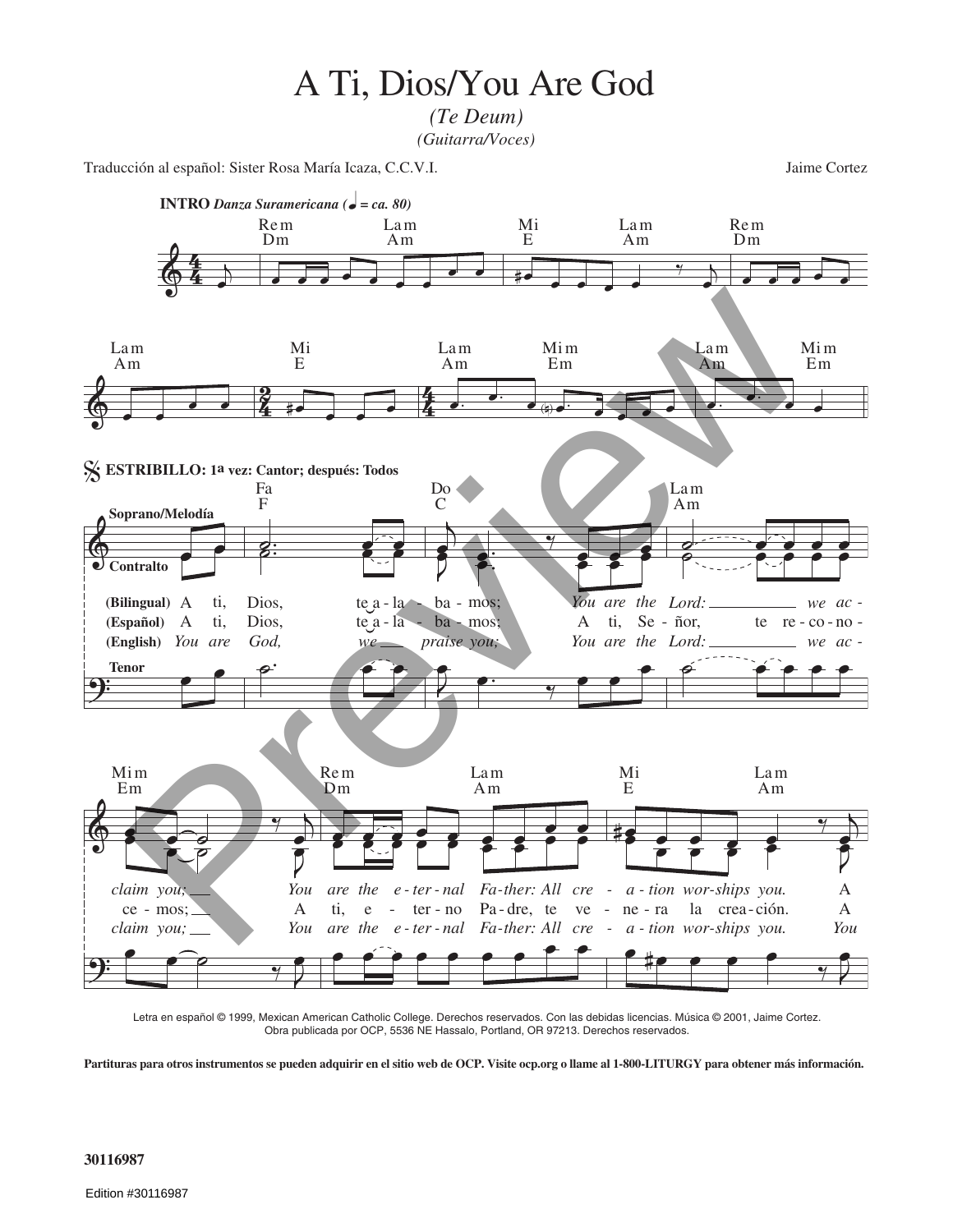# A Ti, Dios/You Are God

*(Te Deum)*

*(Guitarra/Voces)*

Traducción al español: Sister Rosa María Icaza, C.C.V.I.

Jaime Cortez

**INTRO** ***Danza Suramericana* (♩ = ca. 80)**

Rem Dm | Lam Am | Mi E | Lam Am | Rem Dm | Lam Am | Mi E | Lam Am | Mim Em | Lam Am | Mim Em

**ESTRIBILLO: 1ª vez: Cantor; después: Todos**

Soprano/Melodía · Contralto · Tenor

Fa F | Do C | Lam Am | Mim Em | Rem Dm | Lam Am | Mi E | Lam Am

**(Bilingual)** A ti, Dios, te a-la-ba-mos; *You are the Lord: we ac-claim you; You are the e-ter-nal Fa-ther: All cre-a-tion wor-ships you.* A

**(Español)** A ti, Dios, te a-la-ba-mos; A ti, Se-ñor, te re-co-no-ce-mos; A ti, e-ter-no Pa-dre, te ve-ne-ra la crea-ción. A

**(English)** *You are God, we praise you; You are the Lord: we ac-claim you; You are the e-ter-nal Fa-ther: All cre-a-tion wor-ships you. You*

Letra en español © 1999, Mexican American Catholic College. Derechos reservados. Con las debidas licencias. Música © 2001, Jaime Cortez. Obra publicada por OCP, 5536 NE Hassalo, Portland, OR 97213. Derechos reservados.

**Partituras para otros instrumentos se pueden adquirir en el sitio web de OCP. Visite ocp.org o llame al 1-800-LITURGY para obtener más información.**

**30116987**

Edition #30116987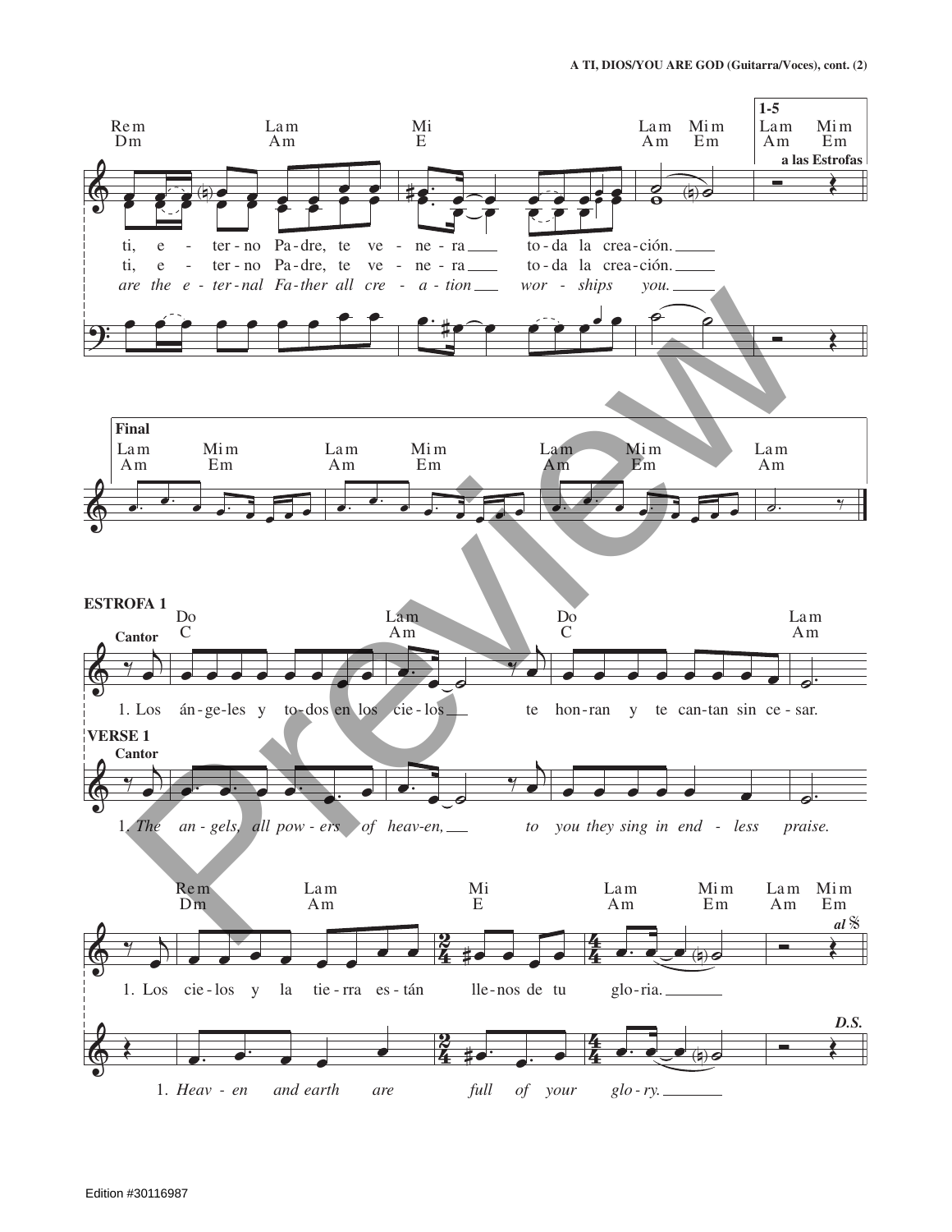**Final**

**ESTROFA 1**

Cantor

1. Los án-ge-les y to-dos en los cie-los te hon-ran y te can-tan sin ce-sar.

**VERSE 1**

Cantor

1. *The an-gels, all pow-ers of heav-en, to you they sing in end-less praise.*

1. Los cie-los y la tie-rra es-tán lle-nos de tu glo-ria.

1. *Heav-en and earth are full of your glo-ry.*

Edition #30116987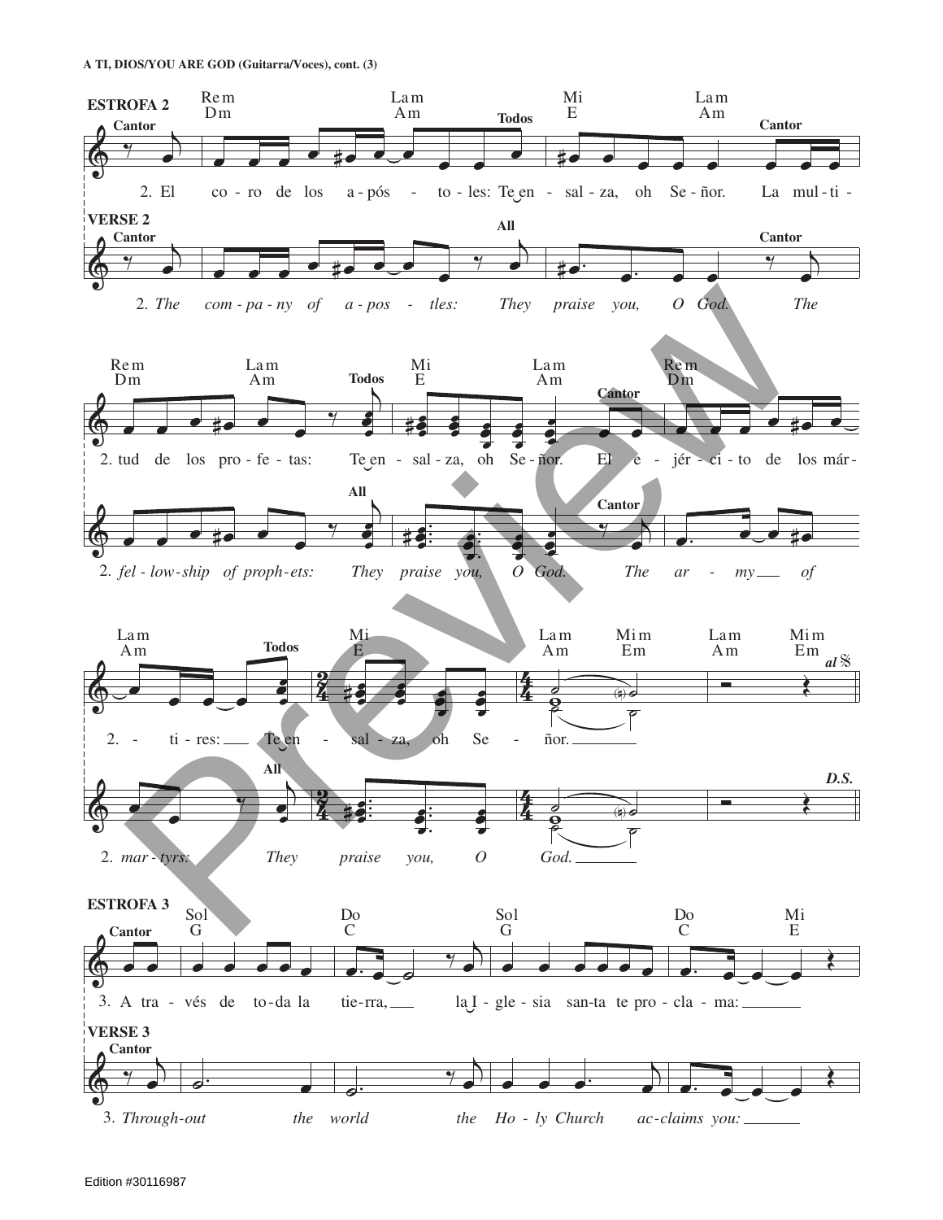**ESTROFA 2**

Cantor: 2. El coro de los apóstoles: Todos: Te enzalza, oh Señor. Cantor: La multitud de los profetas: Todos: Te enzalza, oh Señor. Cantor: El ejército de los mártires: Todos: Te enzalza, oh Señor.

**VERSE 2**

Cantor: 2. *The company of apostles:* All: *They praise you, O God.* Cantor: *The fellowship of prophets:* All: *They praise you, O God.* Cantor: *The army of martyrs:* All: *They praise you, O God.*

**ESTROFA 3**

Cantor: 3. A través de toda la tierra, la Iglesia santa te proclama:

**VERSE 3**

Cantor: 3. *Throughout the world the Holy Church acclaims you:*

Edition #30116987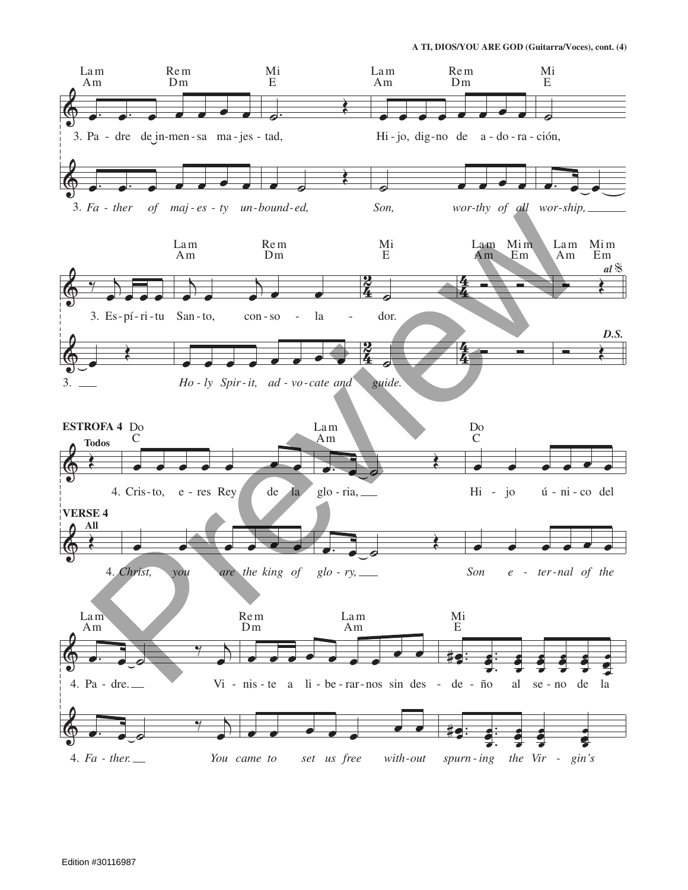A TI, DIOS/YOU ARE GOD (Guitarra/Voces), cont. (4)

Lam Am — Rem Dm — Mi E — Lam Am — Rem Dm — Mi E

3. Pa - dre de in-men-sa ma - jes - tad, Hi - jo, dig-no de a - do - ra - ción,

3. *Fa - ther of maj - es - ty un-bound-ed, Son, wor-thy of all wor-ship,*

Lam Am — Rem Dm — Mi E — Lam Am Mim Em — Lam Am Mim Em — *al* 𝄋

3. Es-pí-ri-tu San-to, con-so - la - dor.

3. *Ho - ly Spir - it, ad - vo-cate and guide.* **D.S.**

**ESTROFA 4** — **Todos**

Do C — Lam Am — Do C

4. Cris-to, e - res Rey de la glo - ria, Hi - jo ú - ni - co del

**VERSE 4** — **All**

4. *Christ, you are the king of glo - ry, Son e - ter-nal of the*

Lam Am — Rem Dm — Lam Am — Mi E

4. Pa - dre. Vi - nis - te a li - be - rar-nos sin des - de - ño al se - no de la

4. *Fa - ther. You came to set us free with-out spurn - ing the Vir - gin's*

Edition #30116987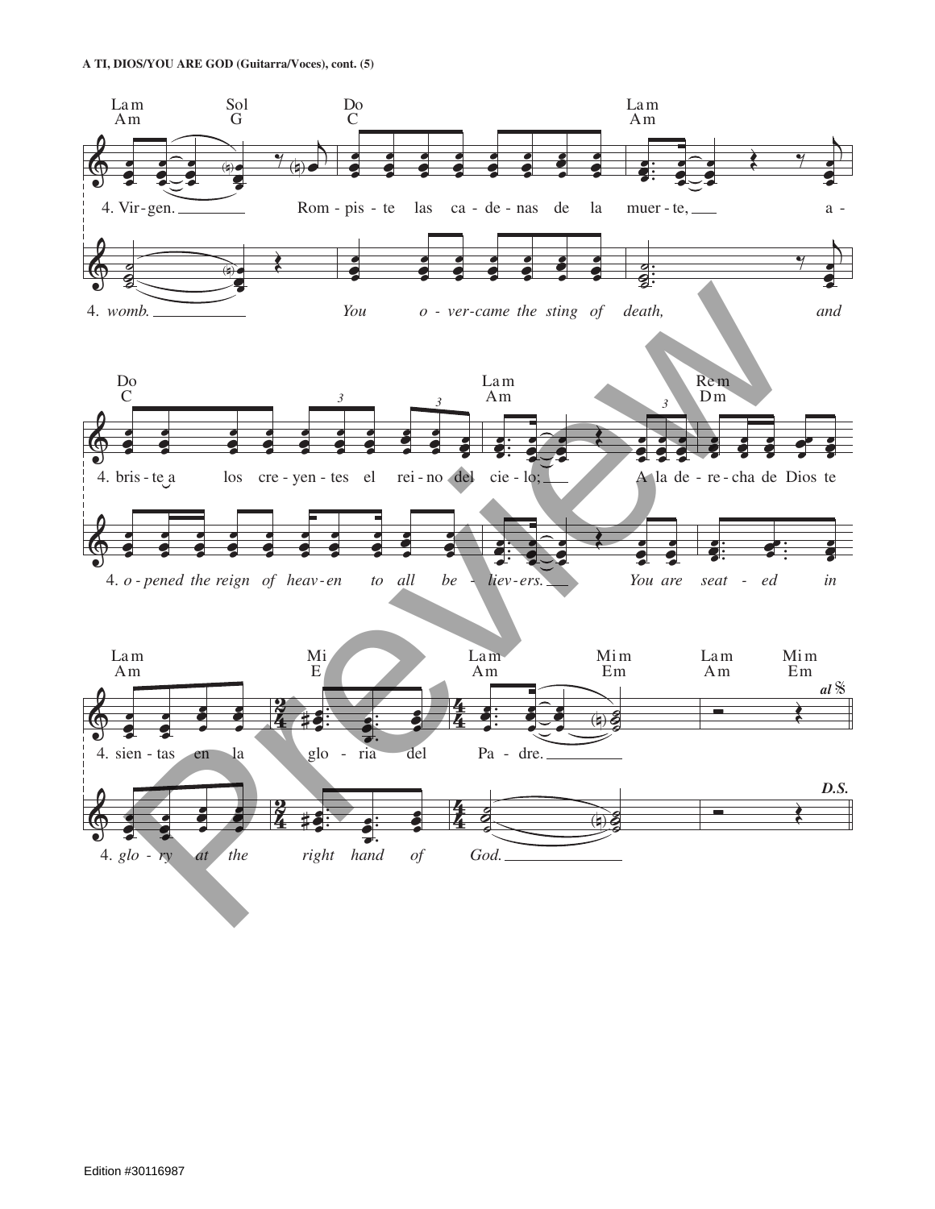**A TI, DIOS/YOU ARE GOD (Guitarra/Voces), cont. (5)**

La m / Am — Sol / G — Do / C — La m / Am

4. Vir - gen. Rom - pis - te las ca - de - nas de la muer - te, a -

4. *womb. You o - ver-came the sting of death, and*

Do / C — La m / Am — Re m / Dm

4. bris - te a los cre - yen - tes el rei - no del cie - lo; A la de - re - cha de Dios te

4. *o - pened the reign of heav - en to all be - liev - ers. You are seat - ed in*

La m / Am — Mi / E — La m / Am — Mi m / Em — La m / Am — Mi m / Em

*al* 𝄋

4. sien - tas en la glo - ria del Pa - dre.

*D.S.*

4. *glo - ry at the right hand of God.*

Edition #30116987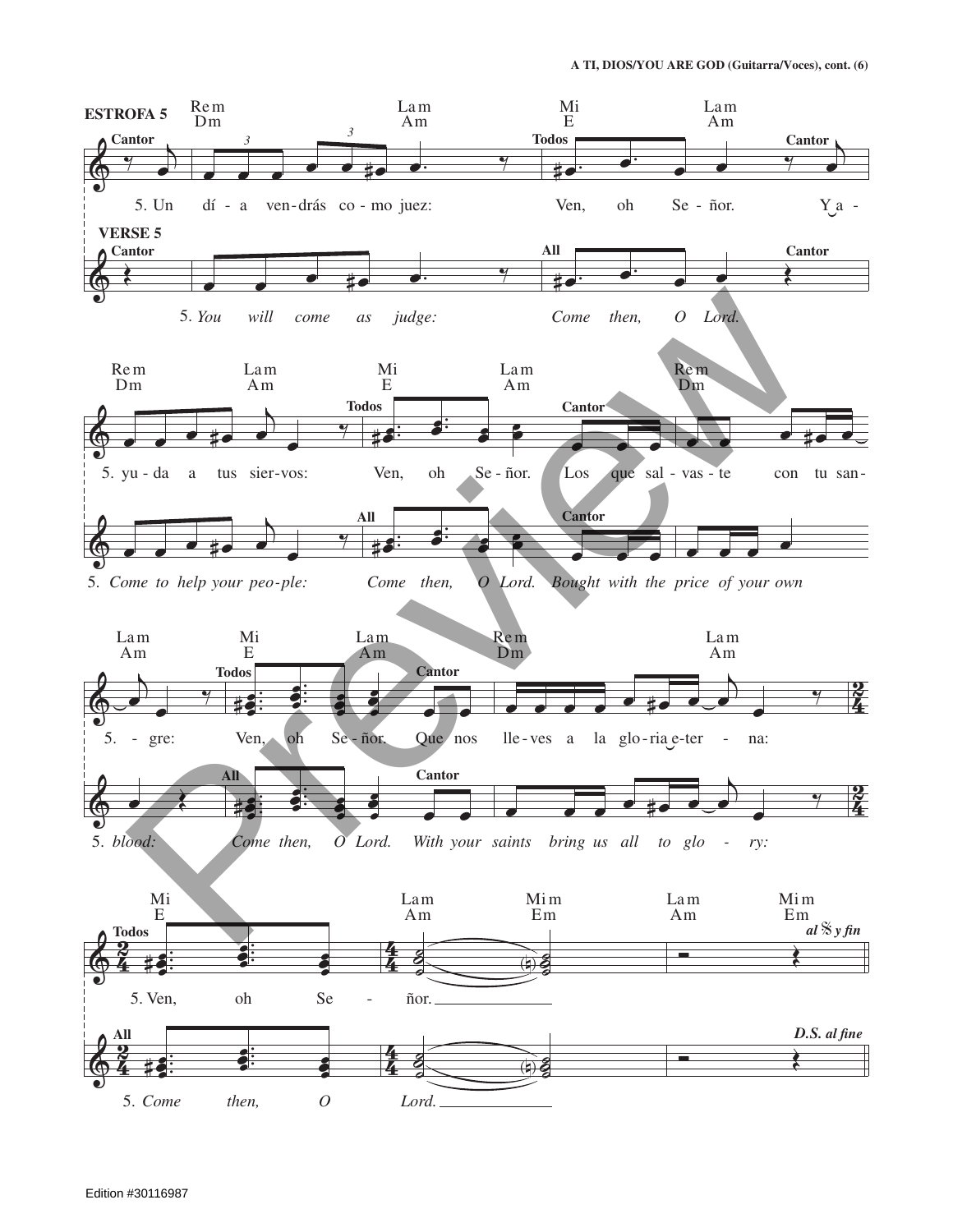**ESTROFA 5**

Rem Dm — Lam Am — Mi E — Lam Am

Cantor: 5. Un dí - a ven-drás co - mo juez: Todos: Ven, oh Se - ñor. Cantor: Y a -

**VERSE 5**

Cantor: 5. *You will come as judge:* All: *Come then, O Lord.* Cantor

Rem Dm — Lam Am — Mi E — Lam Am — Rem Dm

5. yu - da a tus sier-vos: Todos: Ven, oh Se - ñor. Cantor: Los que sal - vas - te con tu san-

5. *Come to help your peo-ple:* All: *Come then, O Lord.* Cantor: *Bought with the price of your own*

Lam Am — Mi E — Lam Am — Rem Dm — Lam Am

5. - gre: Todos: Ven, oh Se - ñor. Cantor: Que nos lle-ves a la glo-ria e-ter - na:

5. *blood:* All: *Come then, O Lord.* Cantor: *With your saints bring us all to glo - ry:*

Mi E — Lam Am — Mim Em — Lam Am — Mim Em

Todos: 5. Ven, oh Se - ñor. *al* 𝄋 *y fin*

All: 5. *Come then, O Lord.* ***D.S. al fine***

Edition #30116987